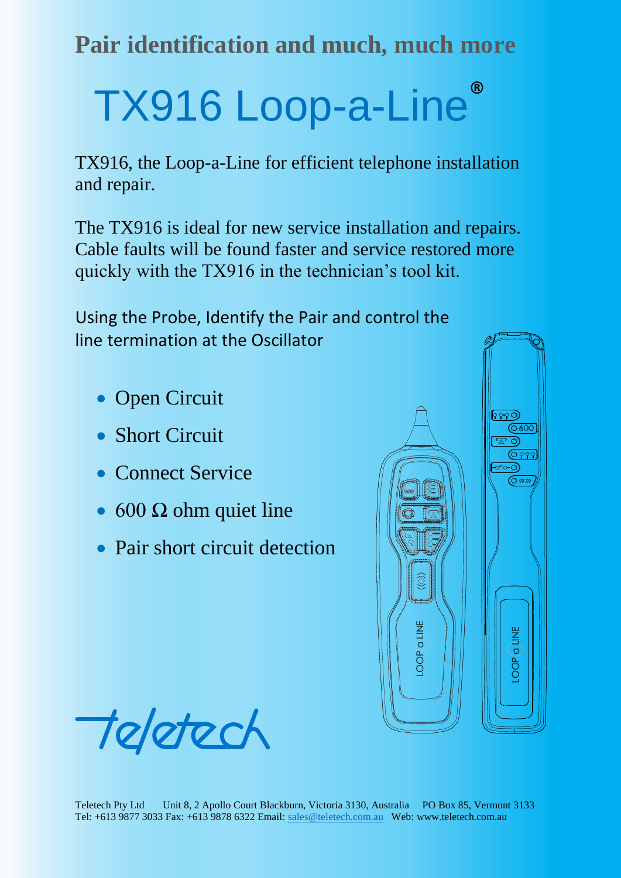## Pair identification and much, much more

# TX916 Loop-a-Line®

TX916, the Loop-a-Line for efficient telephone installation and repair.

The TX916 is ideal for new service installation and repairs. Cable faults will be found faster and service restored more quickly with the TX916 in the technician's tool kit.

Using the Probe, Identify the Pair and control the line termination at the Oscillator

- Open Circuit
- Short Circuit
- Connect Service
- 600 Ω ohm quiet line
- Pair short circuit detection

teletech

Teletech Pty Ltd Unit 8, 2 Apollo Court Blackburn, Victoria 3130, Australia PO Box 85, Vermont 3133
Tel: +613 9877 3033 Fax: +613 9878 6322 Email: sales@teletech.com.au Web: www.teletech.com.au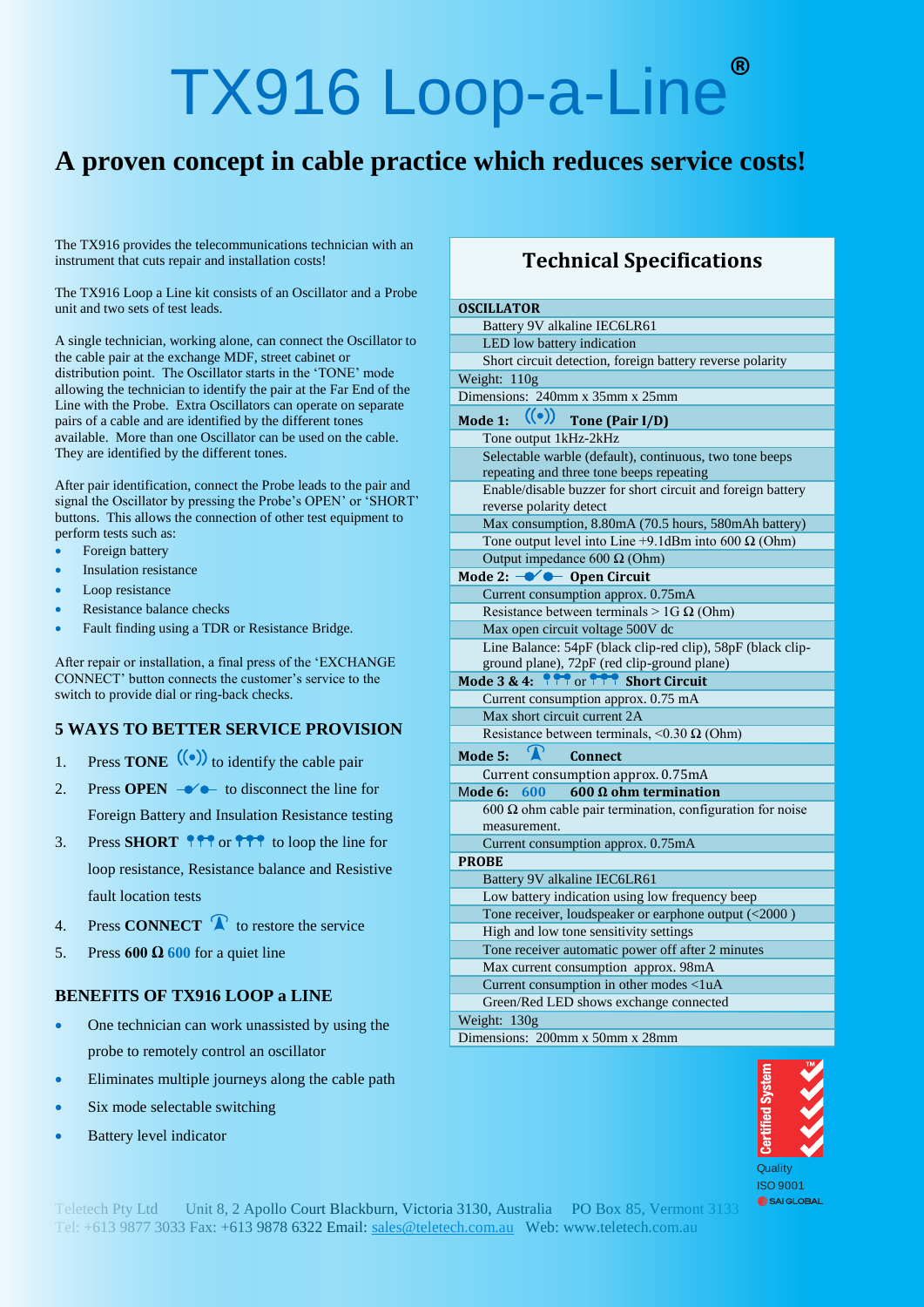# TX916 Loop-a-Line®

## A proven concept in cable practice which reduces service costs!

The TX916 provides the telecommunications technician with an instrument that cuts repair and installation costs!

The TX916 Loop a Line kit consists of an Oscillator and a Probe unit and two sets of test leads.

A single technician, working alone, can connect the Oscillator to the cable pair at the exchange MDF, street cabinet or distribution point. The Oscillator starts in the 'TONE' mode allowing the technician to identify the pair at the Far End of the Line with the Probe. Extra Oscillators can operate on separate pairs of a cable and are identified by the different tones available. More than one Oscillator can be used on the cable. They are identified by the different tones.

After pair identification, connect the Probe leads to the pair and signal the Oscillator by pressing the Probe's OPEN' or 'SHORT' buttons. This allows the connection of other test equipment to perform tests such as:

- Foreign battery
- Insulation resistance
- Loop resistance
- Resistance balance checks
- Fault finding using a TDR or Resistance Bridge.

After repair or installation, a final press of the 'EXCHANGE CONNECT' button connects the customer's service to the switch to provide dial or ring-back checks.

### 5 WAYS TO BETTER SERVICE PROVISION

1. Press **TONE** to identify the cable pair
2. Press **OPEN** to disconnect the line for Foreign Battery and Insulation Resistance testing
3. Press **SHORT** or to loop the line for loop resistance, Resistance balance and Resistive fault location tests
4. Press **CONNECT** to restore the service
5. Press **600 Ω** 600 for a quiet line

### BENEFITS OF TX916 LOOP a LINE

- One technician can work unassisted by using the probe to remotely control an oscillator
- Eliminates multiple journeys along the cable path
- Six mode selectable switching
- Battery level indicator

## Technical Specifications

| | |
|---|---|
| **OSCILLATOR** | |
| | Battery 9V alkaline IEC6LR61 |
| | LED low battery indication |
| | Short circuit detection, foreign battery reverse polarity |
| Weight: 110g | |
| Dimensions: 240mm x 35mm x 25mm | |
| **Mode 1:** | **Tone (Pair I/D)** |
| | Tone output 1kHz-2kHz |
| | Selectable warble (default), continuous, two tone beeps repeating and three tone beeps repeating |
| | Enable/disable buzzer for short circuit and foreign battery reverse polarity detect |
| | Max consumption, 8.80mA (70.5 hours, 580mAh battery) |
| | Tone output level into Line +9.1dBm into 600 Ω (Ohm) |
| | Output impedance 600 Ω (Ohm) |
| **Mode 2:** | **Open Circuit** |
| | Current consumption approx. 0.75mA |
| | Resistance between terminals > 1G Ω (Ohm) |
| | Max open circuit voltage 500V dc |
| | Line Balance: 54pF (black clip-red clip), 58pF (black clip-ground plane), 72pF (red clip-ground plane) |
| **Mode 3 & 4:** | **Short Circuit** |
| | Current consumption approx. 0.75 mA |
| | Max short circuit current 2A |
| | Resistance between terminals, <0.30 Ω (Ohm) |
| **Mode 5:** | **Connect** |
| | Current consumption approx. 0.75mA |
| **Mode 6:** 600 | **600 Ω ohm termination** |
| | 600 Ω ohm cable pair termination, configuration for noise measurement. |
| | Current consumption approx. 0.75mA |
| **PROBE** | |
| | Battery 9V alkaline IEC6LR61 |
| | Low battery indication using low frequency beep |
| | Tone receiver, loudspeaker or earphone output (<2000 ) |
| | High and low tone sensitivity settings |
| | Tone receiver automatic power off after 2 minutes |
| | Max current consumption approx. 98mA |
| | Current consumption in other modes <1uA |
| | Green/Red LED shows exchange connected |
| Weight: 130g | |
| Dimensions: 200mm x 50mm x 28mm | |

Certified System
Quality
ISO 9001
SAI GLOBAL

Teletech Pty Ltd Unit 8, 2 Apollo Court Blackburn, Victoria 3130, Australia PO Box 85, Vermont 3133
Tel: +613 9877 3033 Fax: +613 9878 6322 Email: sales@teletech.com.au Web: www.teletech.com.au